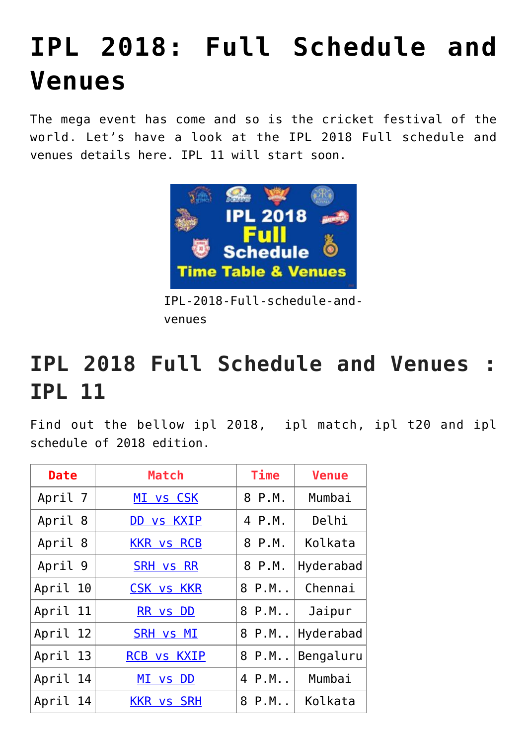# IPL 2018: Full Schedule and Venues

The mega event has come and so is the cricket festival of the world. Let's have a look at the IPL 2018 Full schedule and venues details here. IPL 11 will start soon.

IPL-2018-Full-schedule-and-venues

## IPL 2018 Full Schedule and Venues : IPL 11

Find out the bellow ipl 2018, ipl match, ipl t20 and ipl schedule of 2018 edition.

| Date | Match | Time | Venue |
|---|---|---|---|
| April 7 | MI vs CSK | 8 P.M. | Mumbai |
| April 8 | DD vs KXIP | 4 P.M. | Delhi |
| April 8 | KKR vs RCB | 8 P.M. | Kolkata |
| April 9 | SRH vs RR | 8 P.M. | Hyderabad |
| April 10 | CSK vs KKR | 8 P.M.. | Chennai |
| April 11 | RR vs DD | 8 P.M.. | Jaipur |
| April 12 | SRH vs MI | 8 P.M.. | Hyderabad |
| April 13 | RCB vs KXIP | 8 P.M.. | Bengaluru |
| April 14 | MI vs DD | 4 P.M.. | Mumbai |
| April 14 | KKR vs SRH | 8 P.M.. | Kolkata |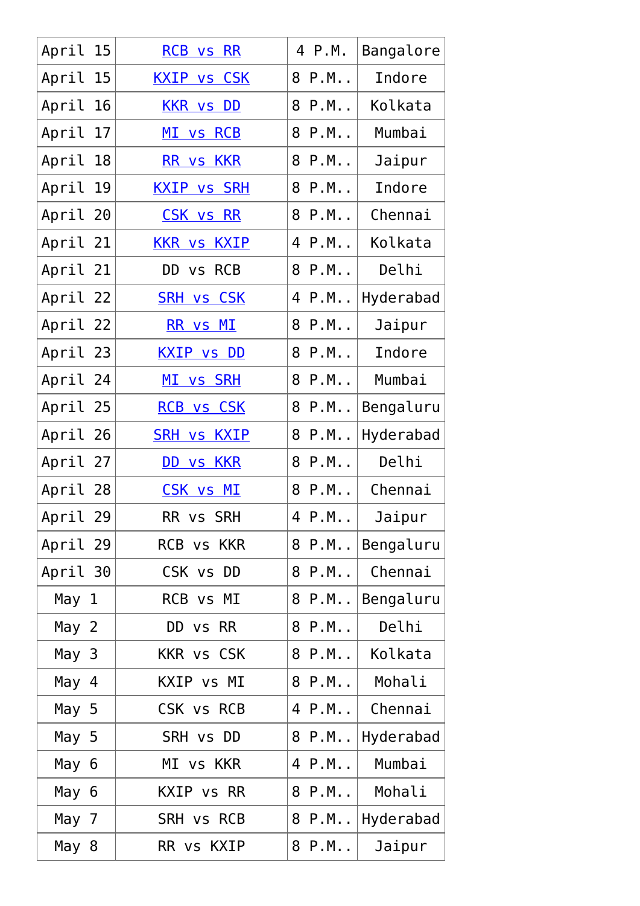| | | | |
|---|---|---|---|
| April 15 | RCB vs RR | 4 P.M. | Bangalore |
| April 15 | KXIP vs CSK | 8 P.M.. | Indore |
| April 16 | KKR vs DD | 8 P.M.. | Kolkata |
| April 17 | MI vs RCB | 8 P.M.. | Mumbai |
| April 18 | RR vs KKR | 8 P.M.. | Jaipur |
| April 19 | KXIP vs SRH | 8 P.M.. | Indore |
| April 20 | CSK vs RR | 8 P.M.. | Chennai |
| April 21 | KKR vs KXIP | 4 P.M.. | Kolkata |
| April 21 | DD vs RCB | 8 P.M.. | Delhi |
| April 22 | SRH vs CSK | 4 P.M.. | Hyderabad |
| April 22 | RR vs MI | 8 P.M.. | Jaipur |
| April 23 | KXIP vs DD | 8 P.M.. | Indore |
| April 24 | MI vs SRH | 8 P.M.. | Mumbai |
| April 25 | RCB vs CSK | 8 P.M.. | Bengaluru |
| April 26 | SRH vs KXIP | 8 P.M.. | Hyderabad |
| April 27 | DD vs KKR | 8 P.M.. | Delhi |
| April 28 | CSK vs MI | 8 P.M.. | Chennai |
| April 29 | RR vs SRH | 4 P.M.. | Jaipur |
| April 29 | RCB vs KKR | 8 P.M.. | Bengaluru |
| April 30 | CSK vs DD | 8 P.M.. | Chennai |
| May 1 | RCB vs MI | 8 P.M.. | Bengaluru |
| May 2 | DD vs RR | 8 P.M.. | Delhi |
| May 3 | KKR vs CSK | 8 P.M.. | Kolkata |
| May 4 | KXIP vs MI | 8 P.M.. | Mohali |
| May 5 | CSK vs RCB | 4 P.M.. | Chennai |
| May 5 | SRH vs DD | 8 P.M.. | Hyderabad |
| May 6 | MI vs KKR | 4 P.M.. | Mumbai |
| May 6 | KXIP vs RR | 8 P.M.. | Mohali |
| May 7 | SRH vs RCB | 8 P.M.. | Hyderabad |
| May 8 | RR vs KXIP | 8 P.M.. | Jaipur |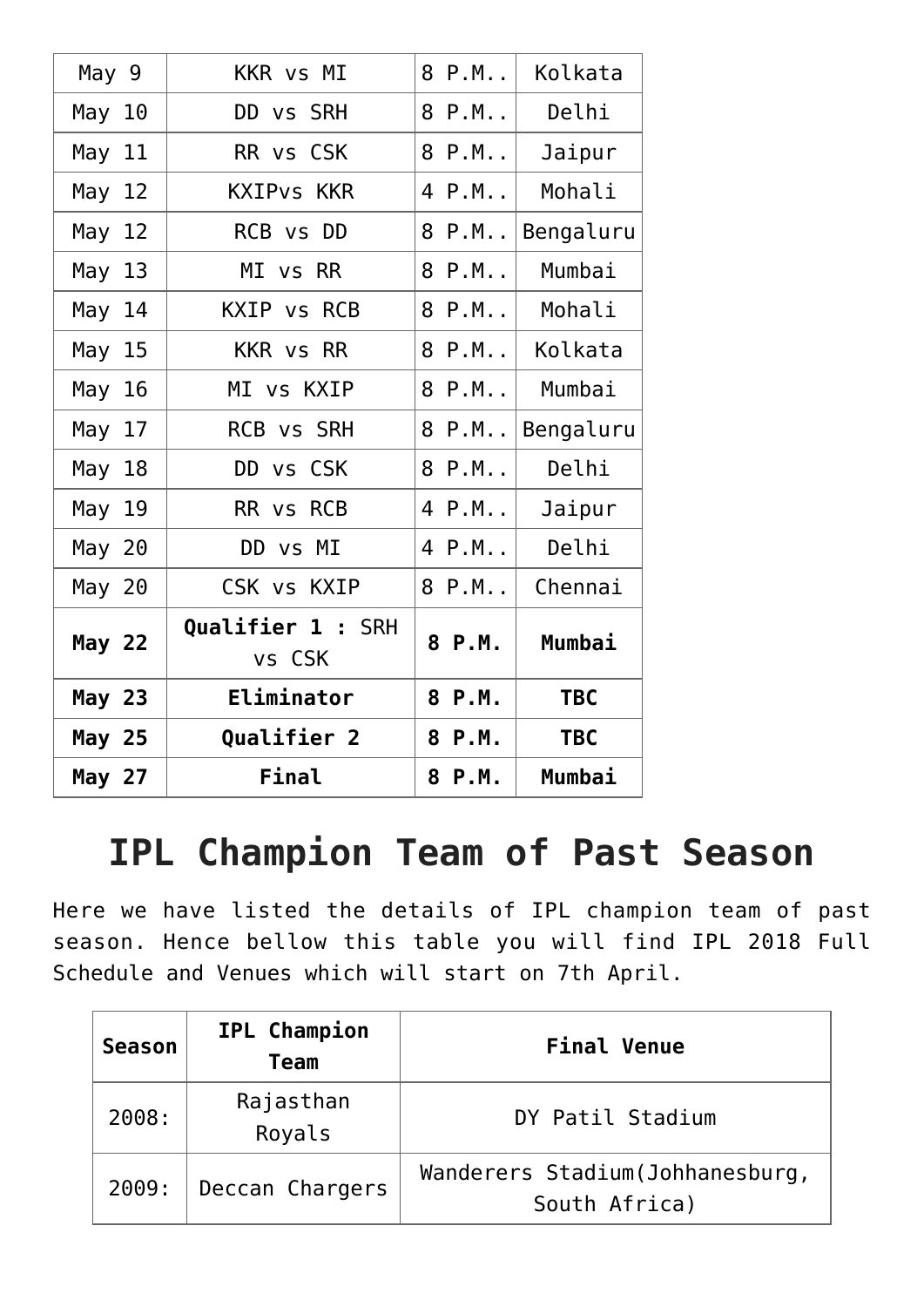| | | | |
|---|---|---|---|
| May 9 | KKR vs MI | 8 P.M.. | Kolkata |
| May 10 | DD vs SRH | 8 P.M.. | Delhi |
| May 11 | RR vs CSK | 8 P.M.. | Jaipur |
| May 12 | KXIPvs KKR | 4 P.M.. | Mohali |
| May 12 | RCB vs DD | 8 P.M.. | Bengaluru |
| May 13 | MI vs RR | 8 P.M.. | Mumbai |
| May 14 | KXIP vs RCB | 8 P.M.. | Mohali |
| May 15 | KKR vs RR | 8 P.M.. | Kolkata |
| May 16 | MI vs KXIP | 8 P.M.. | Mumbai |
| May 17 | RCB vs SRH | 8 P.M.. | Bengaluru |
| May 18 | DD vs CSK | 8 P.M.. | Delhi |
| May 19 | RR vs RCB | 4 P.M.. | Jaipur |
| May 20 | DD vs MI | 4 P.M.. | Delhi |
| May 20 | CSK vs KXIP | 8 P.M.. | Chennai |
| **May 22** | **Qualifier 1 :** SRH vs CSK | **8 P.M.** | **Mumbai** |
| **May 23** | **Eliminator** | **8 P.M.** | **TBC** |
| **May 25** | **Qualifier 2** | **8 P.M.** | **TBC** |
| **May 27** | **Final** | **8 P.M.** | **Mumbai** |

# IPL Champion Team of Past Season

Here we have listed the details of IPL champion team of past season. Hence bellow this table you will find IPL 2018 Full Schedule and Venues which will start on 7th April.

| Season | IPL Champion Team | Final Venue |
|---|---|---|
| 2008: | Rajasthan Royals | DY Patil Stadium |
| 2009: | Deccan Chargers | Wanderers Stadium(Johhanesburg, South Africa) |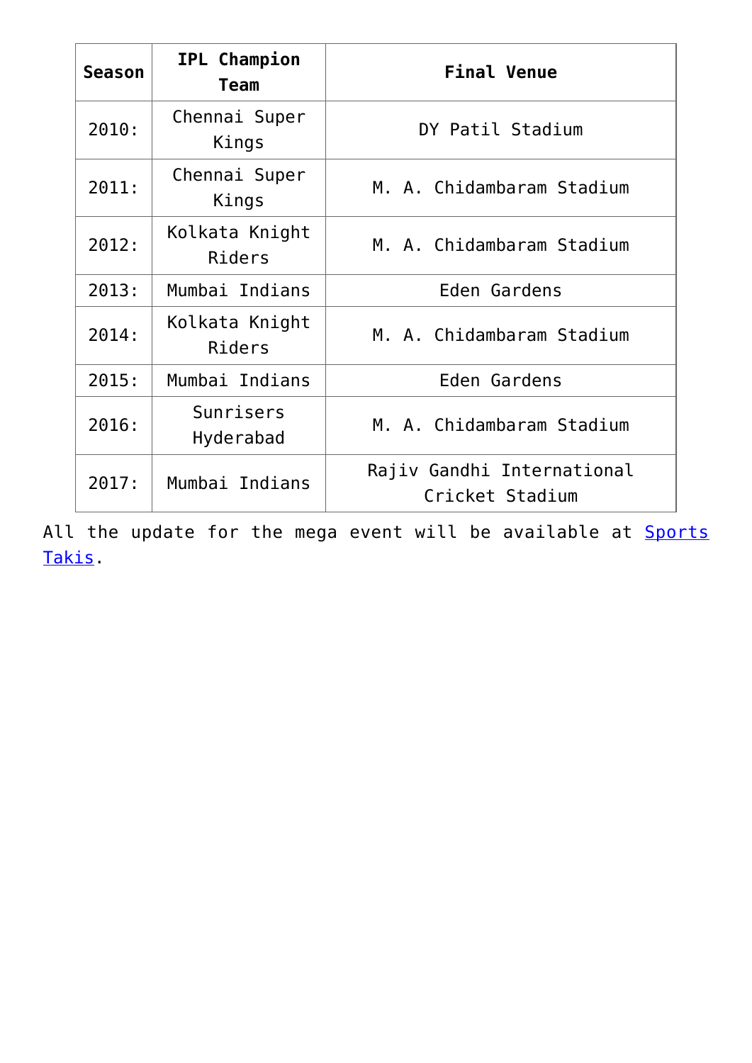| Season | IPL Champion Team | Final Venue |
|---|---|---|
| 2010: | Chennai Super Kings | DY Patil Stadium |
| 2011: | Chennai Super Kings | M. A. Chidambaram Stadium |
| 2012: | Kolkata Knight Riders | M. A. Chidambaram Stadium |
| 2013: | Mumbai Indians | Eden Gardens |
| 2014: | Kolkata Knight Riders | M. A. Chidambaram Stadium |
| 2015: | Mumbai Indians | Eden Gardens |
| 2016: | Sunrisers Hyderabad | M. A. Chidambaram Stadium |
| 2017: | Mumbai Indians | Rajiv Gandhi International Cricket Stadium |

All the update for the mega event will be available at Sports Takis.